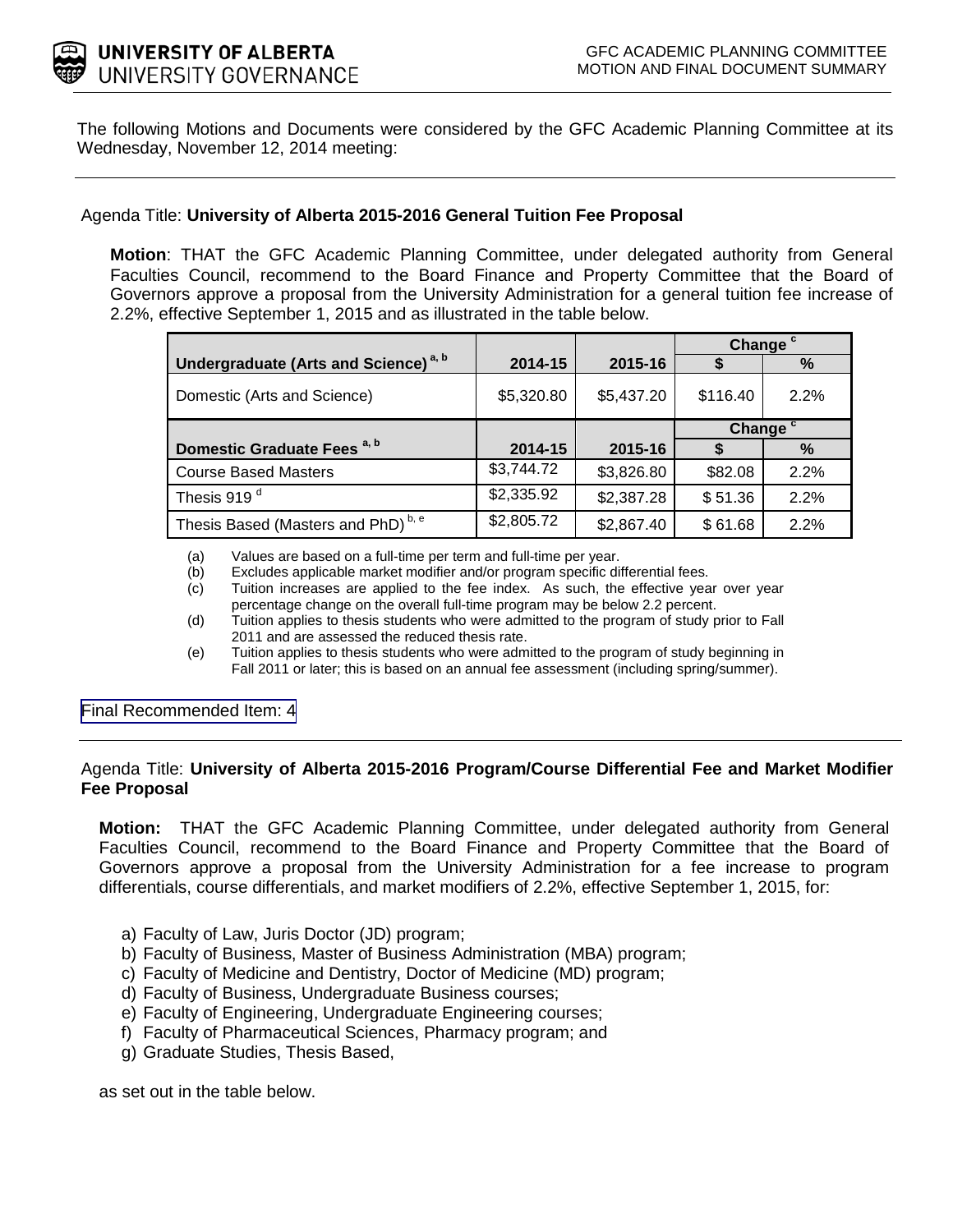GFC ACADEMIC PLANNING COMMITTEE
MOTION AND FINAL DOCUMENT SUMMARY

The following Motions and Documents were considered by the GFC Academic Planning Committee at its Wednesday, November 12, 2014 meeting:

---

Agenda Title: **University of Alberta 2015-2016 General Tuition Fee Proposal**

**Motion**: THAT the GFC Academic Planning Committee, under delegated authority from General Faculties Council, recommend to the Board Finance and Property Committee that the Board of Governors approve a proposal from the University Administration for a general tuition fee increase of 2.2%, effective September 1, 2015 and as illustrated in the table below.

| | | | Change [c] | |
|---|---|---|---|---|
| **Undergraduate (Arts and Science) [a, b]** | **2014-15** | **2015-16** | **$** | **%** |
| Domestic (Arts and Science) | $5,320.80 | $5,437.20 | $116.40 | 2.2% |
| | | | **Change [c]** | |
| **Domestic Graduate Fees [a, b]** | **2014-15** | **2015-16** | **$** | **%** |
| Course Based Masters | $3,744.72 | $3,826.80 | $82.08 | 2.2% |
| Thesis 919 [d] | $2,335.92 | $2,387.28 | $ 51.36 | 2.2% |
| Thesis Based (Masters and PhD) [b, e] | $2,805.72 | $2,867.40 | $ 61.68 | 2.2% |

(a) Values are based on a full-time per term and full-time per year.
(b) Excludes applicable market modifier and/or program specific differential fees.
(c) Tuition increases are applied to the fee index. As such, the effective year over year percentage change on the overall full-time program may be below 2.2 percent.
(d) Tuition applies to thesis students who were admitted to the program of study prior to Fall 2011 and are assessed the reduced thesis rate.
(e) Tuition applies to thesis students who were admitted to the program of study beginning in Fall 2011 or later; this is based on an annual fee assessment (including spring/summer).

Final Recommended Item: 4

---

Agenda Title: **University of Alberta 2015-2016 Program/Course Differential Fee and Market Modifier Fee Proposal**

**Motion:** THAT the GFC Academic Planning Committee, under delegated authority from General Faculties Council, recommend to the Board Finance and Property Committee that the Board of Governors approve a proposal from the University Administration for a fee increase to program differentials, course differentials, and market modifiers of 2.2%, effective September 1, 2015, for:

a) Faculty of Law, Juris Doctor (JD) program;
b) Faculty of Business, Master of Business Administration (MBA) program;
c) Faculty of Medicine and Dentistry, Doctor of Medicine (MD) program;
d) Faculty of Business, Undergraduate Business courses;
e) Faculty of Engineering, Undergraduate Engineering courses;
f) Faculty of Pharmaceutical Sciences, Pharmacy program; and
g) Graduate Studies, Thesis Based,

as set out in the table below.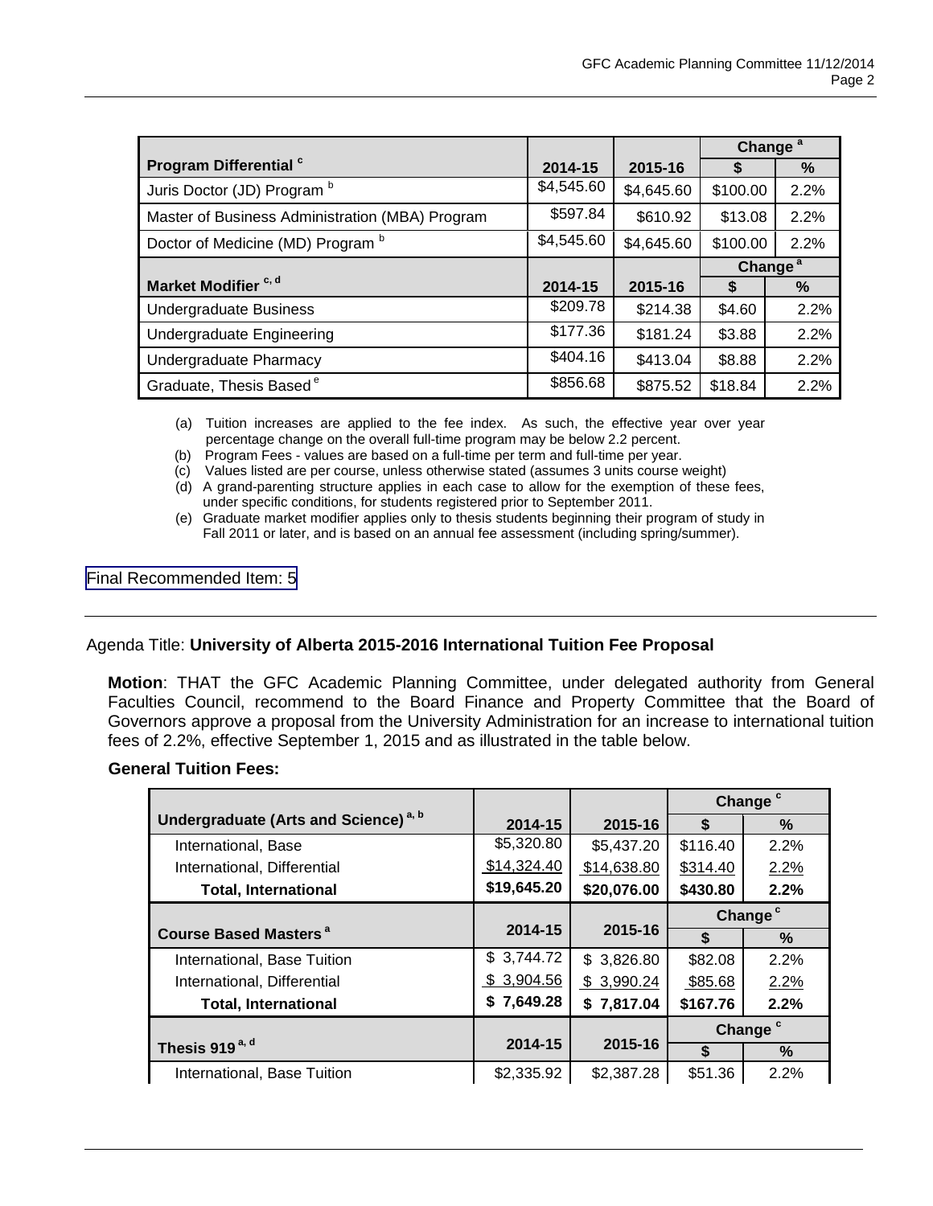| Program Differential [c] | 2014-15 | 2015-16 | Change [a] $ | Change [a] % |
|---|---|---|---|---|
| Juris Doctor (JD) Program [b] | $4,545.60 | $4,645.60 | $100.00 | 2.2% |
| Master of Business Administration (MBA) Program | $597.84 | $610.92 | $13.08 | 2.2% |
| Doctor of Medicine (MD) Program [b] | $4,545.60 | $4,645.60 | $100.00 | 2.2% |
| **Market Modifier [c, d]** | **2014-15** | **2015-16** | **Change [a] $** | **Change [a] %** |
| Undergraduate Business | $209.78 | $214.38 | $4.60 | 2.2% |
| Undergraduate Engineering | $177.36 | $181.24 | $3.88 | 2.2% |
| Undergraduate Pharmacy | $404.16 | $413.04 | $8.88 | 2.2% |
| Graduate, Thesis Based [e] | $856.68 | $875.52 | $18.84 | 2.2% |

(a) Tuition increases are applied to the fee index. As such, the effective year over year percentage change on the overall full-time program may be below 2.2 percent.
(b) Program Fees - values are based on a full-time per term and full-time per year.
(c) Values listed are per course, unless otherwise stated (assumes 3 units course weight)
(d) A grand-parenting structure applies in each case to allow for the exemption of these fees, under specific conditions, for students registered prior to September 2011.
(e) Graduate market modifier applies only to thesis students beginning their program of study in Fall 2011 or later, and is based on an annual fee assessment (including spring/summer).

Final Recommended Item: 5

---

Agenda Title: **University of Alberta 2015-2016 International Tuition Fee Proposal**

**Motion**: THAT the GFC Academic Planning Committee, under delegated authority from General Faculties Council, recommend to the Board Finance and Property Committee that the Board of Governors approve a proposal from the University Administration for an increase to international tuition fees of 2.2%, effective September 1, 2015 and as illustrated in the table below.

**General Tuition Fees:**

| Undergraduate (Arts and Science) [a, b] | 2014-15 | 2015-16 | Change [c] $ | Change [c] % |
|---|---|---|---|---|
| International, Base | $5,320.80 | $5,437.20 | $116.40 | 2.2% |
| International, Differential | $14,324.40 | $14,638.80 | $314.40 | 2.2% |
| **Total, International** | **$19,645.20** | **$20,076.00** | **$430.80** | **2.2%** |
| **Course Based Masters [a]** | **2014-15** | **2015-16** | **Change [c] $** | **Change [c] %** |
| International, Base Tuition | $ 3,744.72 | $ 3,826.80 | $82.08 | 2.2% |
| International, Differential | $ 3,904.56 | $ 3,990.24 | $85.68 | 2.2% |
| **Total, International** | **$ 7,649.28** | **$ 7,817.04** | **$167.76** | **2.2%** |
| **Thesis 919 [a, d]** | **2014-15** | **2015-16** | **Change [c] $** | **Change [c] %** |
| International, Base Tuition | $2,335.92 | $2,387.28 | $51.36 | 2.2% |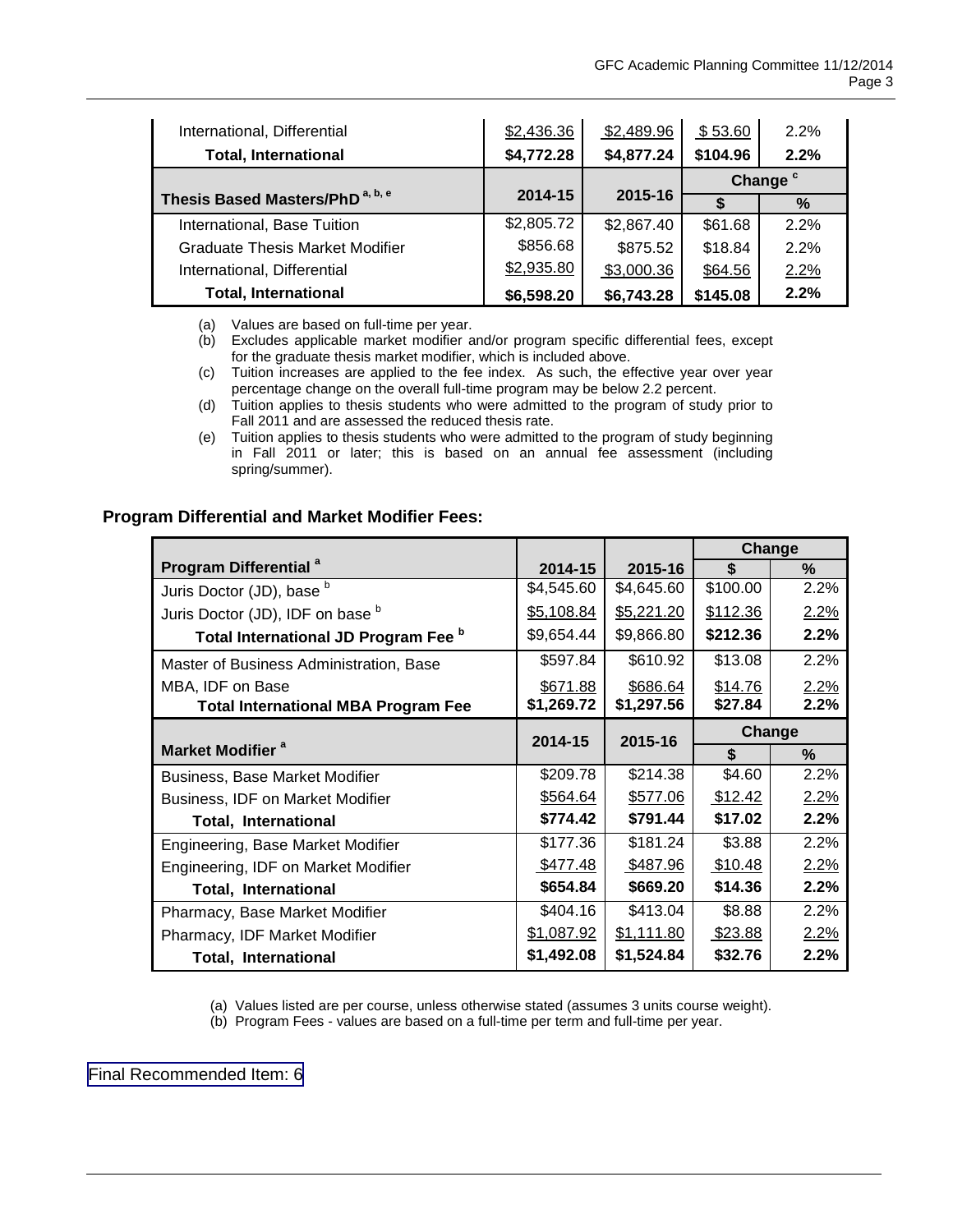| | | | | |
|---|---|---|---|---|
| International, Differential | $2,436.36 | $2,489.96 | $ 53.60 | 2.2% |
| **Total, International** | **$4,772.28** | **$4,877.24** | **$104.96** | **2.2%** |

| **Thesis Based Masters/PhD [a, b, e]** | **2014-15** | **2015-16** | **Change [c]** | |
|---|---|---|---|---|
| | | | **$** | **%** |
| International, Base Tuition | $2,805.72 | $2,867.40 | $61.68 | 2.2% |
| Graduate Thesis Market Modifier | $856.68 | $875.52 | $18.84 | 2.2% |
| International, Differential | $2,935.80 | $3,000.36 | $64.56 | 2.2% |
| **Total, International** | **$6,598.20** | **$6,743.28** | **$145.08** | **2.2%** |

(a) Values are based on full-time per year.
(b) Excludes applicable market modifier and/or program specific differential fees, except for the graduate thesis market modifier, which is included above.
(c) Tuition increases are applied to the fee index. As such, the effective year over year percentage change on the overall full-time program may be below 2.2 percent.
(d) Tuition applies to thesis students who were admitted to the program of study prior to Fall 2011 and are assessed the reduced thesis rate.
(e) Tuition applies to thesis students who were admitted to the program of study beginning in Fall 2011 or later; this is based on an annual fee assessment (including spring/summer).

## Program Differential and Market Modifier Fees:

| **Program Differential [a]** | **2014-15** | **2015-16** | **Change** | |
|---|---|---|---|---|
| | | | **$** | **%** |
| Juris Doctor (JD), base [b] | $4,545.60 | $4,645.60 | $100.00 | 2.2% |
| Juris Doctor (JD), IDF on base [b] | $5,108.84 | $5,221.20 | $112.36 | 2.2% |
| **Total International JD Program Fee [b]** | $9,654.44 | $9,866.80 | **$212.36** | **2.2%** |
| Master of Business Administration, Base | $597.84 | $610.92 | $13.08 | 2.2% |
| MBA, IDF on Base | $671.88 | $686.64 | $14.76 | 2.2% |
| **Total International MBA Program Fee** | **$1,269.72** | **$1,297.56** | **$27.84** | **2.2%** |

| **Market Modifier [a]** | **2014-15** | **2015-16** | **Change** | |
|---|---|---|---|---|
| | | | **$** | **%** |
| Business, Base Market Modifier | $209.78 | $214.38 | $4.60 | 2.2% |
| Business, IDF on Market Modifier | $564.64 | $577.06 | $12.42 | 2.2% |
| **Total, International** | **$774.42** | **$791.44** | **$17.02** | **2.2%** |
| Engineering, Base Market Modifier | $177.36 | $181.24 | $3.88 | 2.2% |
| Engineering, IDF on Market Modifier | $477.48 | $487.96 | $10.48 | 2.2% |
| **Total, International** | **$654.84** | **$669.20** | **$14.36** | **2.2%** |
| Pharmacy, Base Market Modifier | $404.16 | $413.04 | $8.88 | 2.2% |
| Pharmacy, IDF Market Modifier | $1,087.92 | $1,111.80 | $23.88 | 2.2% |
| **Total, International** | **$1,492.08** | **$1,524.84** | **$32.76** | **2.2%** |

(a) Values listed are per course, unless otherwise stated (assumes 3 units course weight).
(b) Program Fees - values are based on a full-time per term and full-time per year.

Final Recommended Item: 6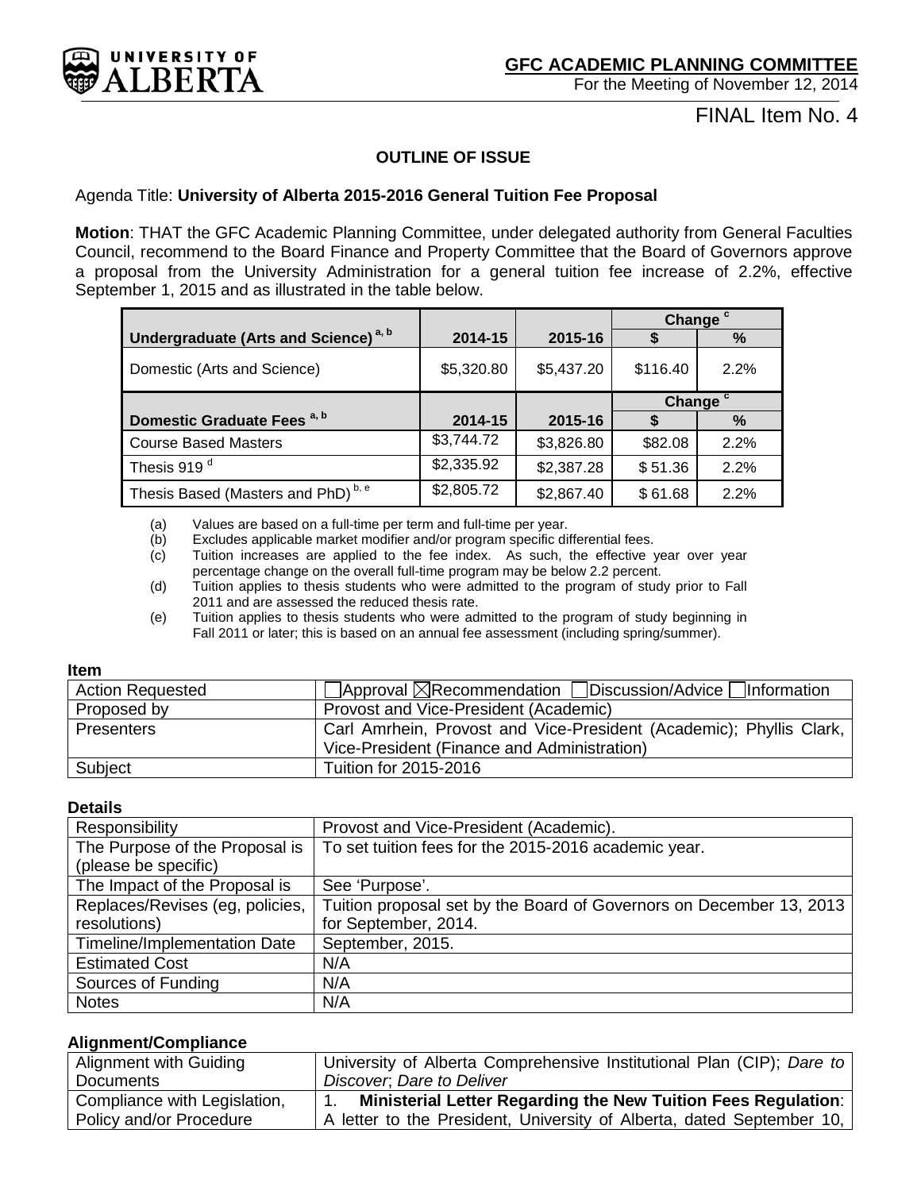**GFC ACADEMIC PLANNING COMMITTEE**

For the Meeting of November 12, 2014

FINAL Item No. 4

## OUTLINE OF ISSUE

Agenda Title: **University of Alberta 2015-2016 General Tuition Fee Proposal**

**Motion**: THAT the GFC Academic Planning Committee, under delegated authority from General Faculties Council, recommend to the Board Finance and Property Committee that the Board of Governors approve a proposal from the University Administration for a general tuition fee increase of 2.2%, effective September 1, 2015 and as illustrated in the table below.

| Undergraduate (Arts and Science) [a, b] | 2014-15 | 2015-16 | Change [c] $ | Change [c] % |
|---|---|---|---|---|
| Domestic (Arts and Science) | $5,320.80 | $5,437.20 | $116.40 | 2.2% |

| Domestic Graduate Fees [a, b] | 2014-15 | 2015-16 | Change [c] $ | Change [c] % |
|---|---|---|---|---|
| Course Based Masters | $3,744.72 | $3,826.80 | $82.08 | 2.2% |
| Thesis 919 [d] | $2,335.92 | $2,387.28 | $ 51.36 | 2.2% |
| Thesis Based (Masters and PhD) [b, e] | $2,805.72 | $2,867.40 | $ 61.68 | 2.2% |

(a) Values are based on a full-time per term and full-time per year.
(b) Excludes applicable market modifier and/or program specific differential fees.
(c) Tuition increases are applied to the fee index. As such, the effective year over year percentage change on the overall full-time program may be below 2.2 percent.
(d) Tuition applies to thesis students who were admitted to the program of study prior to Fall 2011 and are assessed the reduced thesis rate.
(e) Tuition applies to thesis students who were admitted to the program of study beginning in Fall 2011 or later; this is based on an annual fee assessment (including spring/summer).

**Item**

| | |
|---|---|
| Action Requested | ☐ Approval ☒ Recommendation ☐ Discussion/Advice ☐ Information |
| Proposed by | Provost and Vice-President (Academic) |
| Presenters | Carl Amrhein, Provost and Vice-President (Academic); Phyllis Clark, Vice-President (Finance and Administration) |
| Subject | Tuition for 2015-2016 |

**Details**

| | |
|---|---|
| Responsibility | Provost and Vice-President (Academic). |
| The Purpose of the Proposal is (please be specific) | To set tuition fees for the 2015-2016 academic year. |
| The Impact of the Proposal is | See 'Purpose'. |
| Replaces/Revises (eg, policies, resolutions) | Tuition proposal set by the Board of Governors on December 13, 2013 for September, 2014. |
| Timeline/Implementation Date | September, 2015. |
| Estimated Cost | N/A |
| Sources of Funding | N/A |
| Notes | N/A |

**Alignment/Compliance**

| | |
|---|---|
| Alignment with Guiding Documents | University of Alberta Comprehensive Institutional Plan (CIP); *Dare to Discover*; *Dare to Deliver* |
| Compliance with Legislation, Policy and/or Procedure | 1. **Ministerial Letter Regarding the New Tuition Fees Regulation**: A letter to the President, University of Alberta, dated September 10, |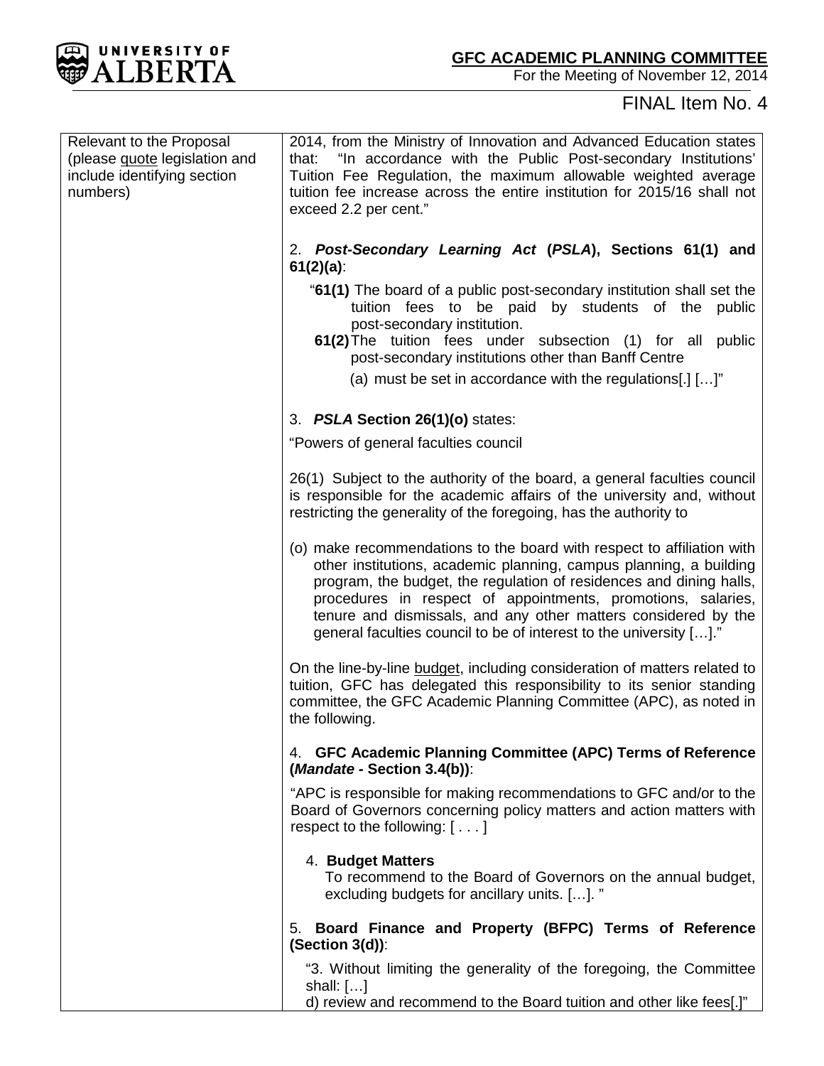| Relevant to the Proposal (please quote legislation and include identifying section numbers) | 2014, from the Ministry of Innovation and Advanced Education states that: "In accordance with the Public Post-secondary Institutions' Tuition Fee Regulation, the maximum allowable weighted average tuition fee increase across the entire institution for 2015/16 shall not exceed 2.2 per cent."<br><br>2. ***Post-Secondary Learning Act* (*PSLA*), Sections 61(1) and 61(2)(a)**:<br><br>"**61(1)** The board of a public post-secondary institution shall set the tuition fees to be paid by students of the public post-secondary institution.<br>**61(2)** The tuition fees under subsection (1) for all public post-secondary institutions other than Banff Centre<br>(a) must be set in accordance with the regulations[.] […]"<br><br>3. ***PSLA* Section 26(1)(o)** states:<br><br>"Powers of general faculties council<br><br>26(1) Subject to the authority of the board, a general faculties council is responsible for the academic affairs of the university and, without restricting the generality of the foregoing, has the authority to<br><br>(o) make recommendations to the board with respect to affiliation with other institutions, academic planning, campus planning, a building program, the budget, the regulation of residences and dining halls, procedures in respect of appointments, promotions, salaries, tenure and dismissals, and any other matters considered by the general faculties council to be of interest to the university […]."<br><br>On the line-by-line budget, including consideration of matters related to tuition, GFC has delegated this responsibility to its senior standing committee, the GFC Academic Planning Committee (APC), as noted in the following.<br><br>4. **GFC Academic Planning Committee (APC) Terms of Reference (*Mandate* - Section 3.4(b))**:<br><br>"APC is responsible for making recommendations to GFC and/or to the Board of Governors concerning policy matters and action matters with respect to the following: [ . . . ]<br><br>4. **Budget Matters**<br>To recommend to the Board of Governors on the annual budget, excluding budgets for ancillary units. […]. "<br><br>5. **Board Finance and Property (BFPC) Terms of Reference (Section 3(d))**:<br><br>"3. Without limiting the generality of the foregoing, the Committee shall: […]<br>d) review and recommend to the Board tuition and other like fees[.]" |
|---|---|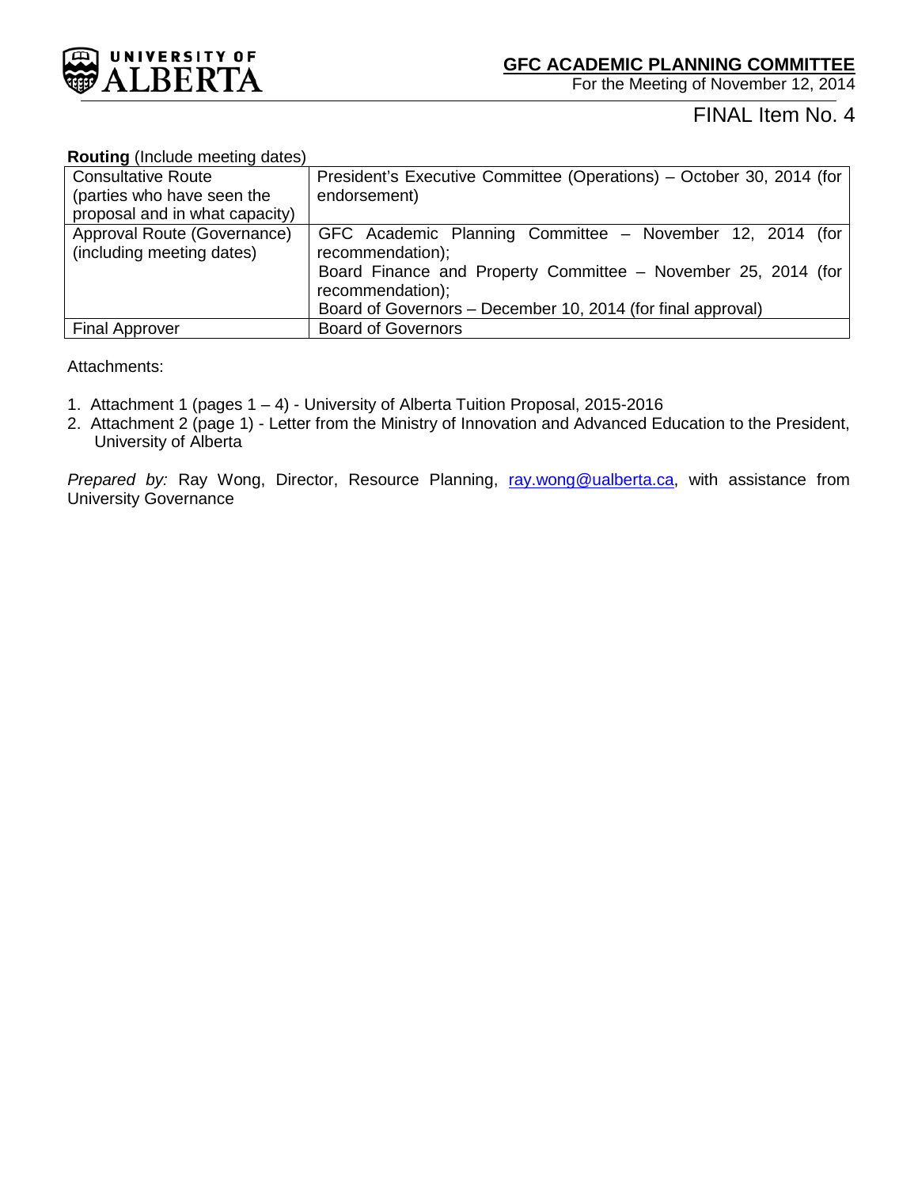**GFC ACADEMIC PLANNING COMMITTEE**

For the Meeting of November 12, 2014

FINAL Item No. 4

**Routing** (Include meeting dates)

| | |
|---|---|
| Consultative Route (parties who have seen the proposal and in what capacity) | President's Executive Committee (Operations) – October 30, 2014 (for endorsement) |
| Approval Route (Governance) (including meeting dates) | GFC Academic Planning Committee – November 12, 2014 (for recommendation); Board Finance and Property Committee – November 25, 2014 (for recommendation); Board of Governors – December 10, 2014 (for final approval) |
| Final Approver | Board of Governors |

Attachments:

1. Attachment 1 (pages 1 – 4) - University of Alberta Tuition Proposal, 2015-2016
2. Attachment 2 (page 1) - Letter from the Ministry of Innovation and Advanced Education to the President, University of Alberta

*Prepared by:* Ray Wong, Director, Resource Planning, ray.wong@ualberta.ca, with assistance from University Governance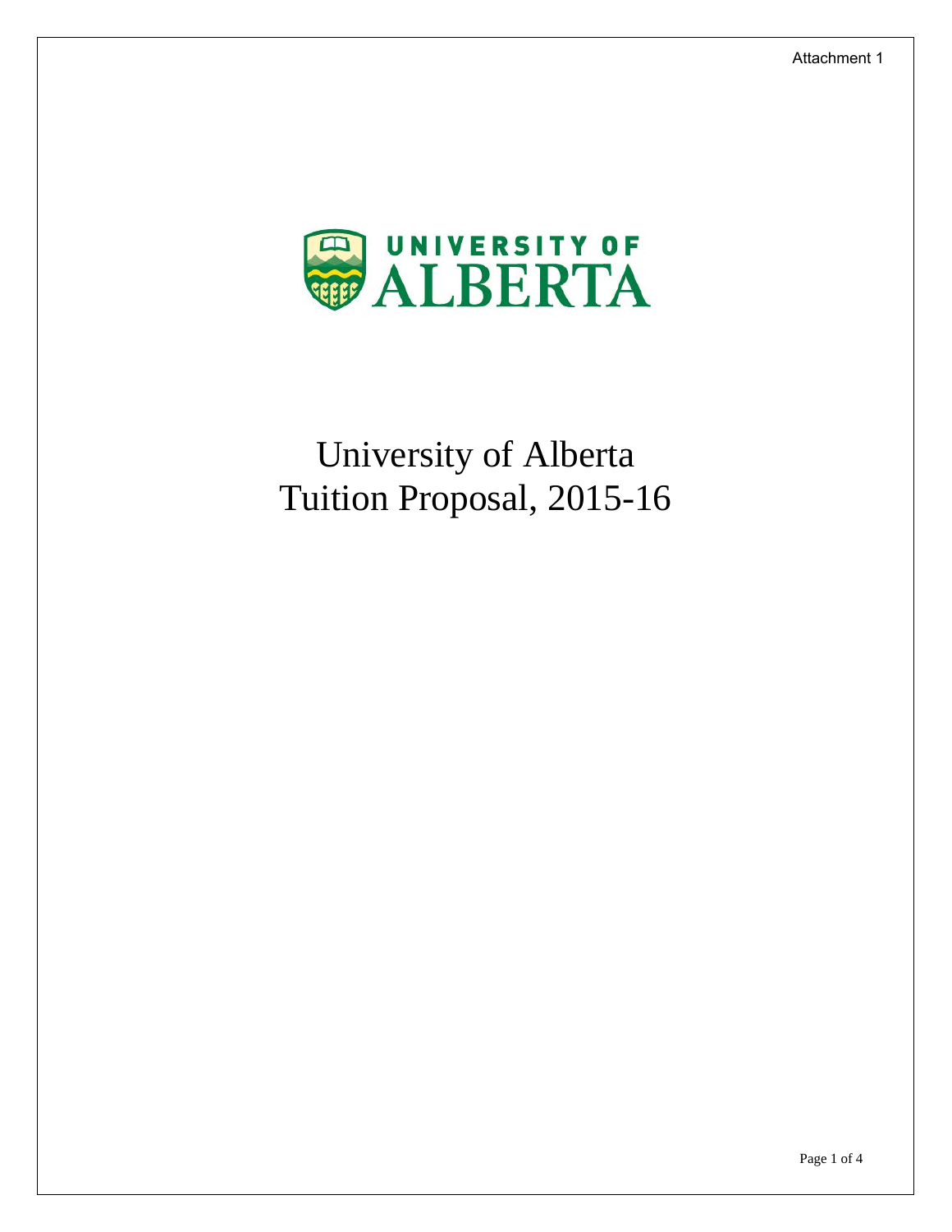Attachment 1

# University of Alberta Tuition Proposal, 2015-16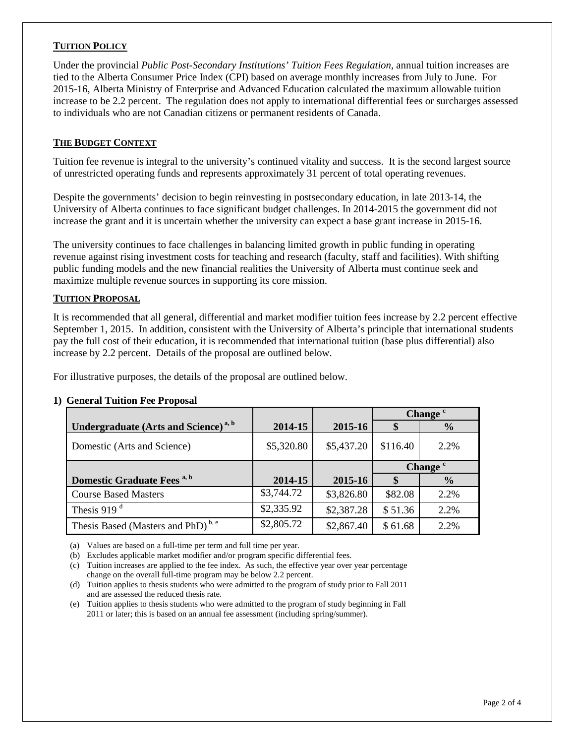## TUITION POLICY

Under the provincial *Public Post-Secondary Institutions' Tuition Fees Regulation*, annual tuition increases are tied to the Alberta Consumer Price Index (CPI) based on average monthly increases from July to June. For 2015-16, Alberta Ministry of Enterprise and Advanced Education calculated the maximum allowable tuition increase to be 2.2 percent. The regulation does not apply to international differential fees or surcharges assessed to individuals who are not Canadian citizens or permanent residents of Canada.

## THE BUDGET CONTEXT

Tuition fee revenue is integral to the university's continued vitality and success. It is the second largest source of unrestricted operating funds and represents approximately 31 percent of total operating revenues.

Despite the governments' decision to begin reinvesting in postsecondary education, in late 2013-14, the University of Alberta continues to face significant budget challenges. In 2014-2015 the government did not increase the grant and it is uncertain whether the university can expect a base grant increase in 2015-16.

The university continues to face challenges in balancing limited growth in public funding in operating revenue against rising investment costs for teaching and research (faculty, staff and facilities). With shifting public funding models and the new financial realities the University of Alberta must continue seek and maximize multiple revenue sources in supporting its core mission.

## TUITION PROPOSAL

It is recommended that all general, differential and market modifier tuition fees increase by 2.2 percent effective September 1, 2015. In addition, consistent with the University of Alberta's principle that international students pay the full cost of their education, it is recommended that international tuition (base plus differential) also increase by 2.2 percent. Details of the proposal are outlined below.

For illustrative purposes, the details of the proposal are outlined below.

### 1) General Tuition Fee Proposal

| | | | Change [c] | |
|---|---|---|---|---|
| **Undergraduate (Arts and Science) [a, b]** | **2014-15** | **2015-16** | **$** | **%** |
| Domestic (Arts and Science) | $5,320.80 | $5,437.20 | $116.40 | 2.2% |

| | | | Change [c] | |
|---|---|---|---|---|
| **Domestic Graduate Fees [a, b]** | **2014-15** | **2015-16** | **$** | **%** |
| Course Based Masters | $3,744.72 | $3,826.80 | $82.08 | 2.2% |
| Thesis 919 [d] | $2,335.92 | $2,387.28 | $ 51.36 | 2.2% |
| Thesis Based (Masters and PhD) [b, e] | $2,805.72 | $2,867.40 | $ 61.68 | 2.2% |

(a) Values are based on a full-time per term and full time per year.
(b) Excludes applicable market modifier and/or program specific differential fees.
(c) Tuition increases are applied to the fee index. As such, the effective year over year percentage change on the overall full-time program may be below 2.2 percent.
(d) Tuition applies to thesis students who were admitted to the program of study prior to Fall 2011 and are assessed the reduced thesis rate.
(e) Tuition applies to thesis students who were admitted to the program of study beginning in Fall 2011 or later; this is based on an annual fee assessment (including spring/summer).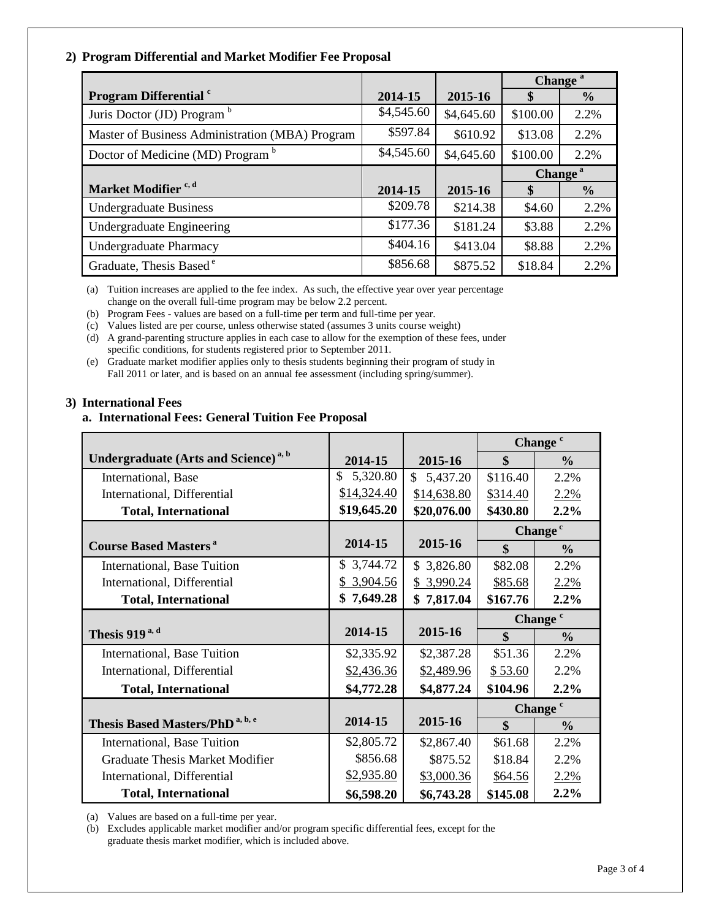## 2) Program Differential and Market Modifier Fee Proposal

| Program Differential [c] | 2014-15 | 2015-16 | Change [a] $ | Change [a] % |
|---|---|---|---|---|
| Juris Doctor (JD) Program [b] | $4,545.60 | $4,645.60 | $100.00 | 2.2% |
| Master of Business Administration (MBA) Program | $597.84 | $610.92 | $13.08 | 2.2% |
| Doctor of Medicine (MD) Program [b] | $4,545.60 | $4,645.60 | $100.00 | 2.2% |
| **Market Modifier [c, d]** | **2014-15** | **2015-16** | **Change [a] $** | **Change [a] %** |
| Undergraduate Business | $209.78 | $214.38 | $4.60 | 2.2% |
| Undergraduate Engineering | $177.36 | $181.24 | $3.88 | 2.2% |
| Undergraduate Pharmacy | $404.16 | $413.04 | $8.88 | 2.2% |
| Graduate, Thesis Based [e] | $856.68 | $875.52 | $18.84 | 2.2% |

(a) Tuition increases are applied to the fee index. As such, the effective year over year percentage change on the overall full-time program may be below 2.2 percent.
(b) Program Fees - values are based on a full-time per term and full-time per year.
(c) Values listed are per course, unless otherwise stated (assumes 3 units course weight)
(d) A grand-parenting structure applies in each case to allow for the exemption of these fees, under specific conditions, for students registered prior to September 2011.
(e) Graduate market modifier applies only to thesis students beginning their program of study in Fall 2011 or later, and is based on an annual fee assessment (including spring/summer).

## 3) International Fees

### a. International Fees: General Tuition Fee Proposal

| Undergraduate (Arts and Science) [a, b] | 2014-15 | 2015-16 | Change [c] $ | Change [c] % |
|---|---|---|---|---|
| International, Base | $ 5,320.80 | $ 5,437.20 | $116.40 | 2.2% |
| International, Differential | $14,324.40 | $14,638.80 | $314.40 | 2.2% |
| **Total, International** | **$19,645.20** | **$20,076.00** | **$430.80** | **2.2%** |
| **Course Based Masters [a]** | **2014-15** | **2015-16** | **Change [c] $** | **Change [c] %** |
| International, Base Tuition | $ 3,744.72 | $ 3,826.80 | $82.08 | 2.2% |
| International, Differential | $ 3,904.56 | $ 3,990.24 | $85.68 | 2.2% |
| **Total, International** | **$ 7,649.28** | **$ 7,817.04** | **$167.76** | **2.2%** |
| **Thesis 919 [a, d]** | **2014-15** | **2015-16** | **Change [c] $** | **Change [c] %** |
| International, Base Tuition | $2,335.92 | $2,387.28 | $51.36 | 2.2% |
| International, Differential | $2,436.36 | $2,489.96 | $ 53.60 | 2.2% |
| **Total, International** | **$4,772.28** | **$4,877.24** | **$104.96** | **2.2%** |
| **Thesis Based Masters/PhD [a, b, e]** | **2014-15** | **2015-16** | **Change [c] $** | **Change [c] %** |
| International, Base Tuition | $2,805.72 | $2,867.40 | $61.68 | 2.2% |
| Graduate Thesis Market Modifier | $856.68 | $875.52 | $18.84 | 2.2% |
| International, Differential | $2,935.80 | $3,000.36 | $64.56 | 2.2% |
| **Total, International** | **$6,598.20** | **$6,743.28** | **$145.08** | **2.2%** |

(a) Values are based on a full-time per year.
(b) Excludes applicable market modifier and/or program specific differential fees, except for the graduate thesis market modifier, which is included above.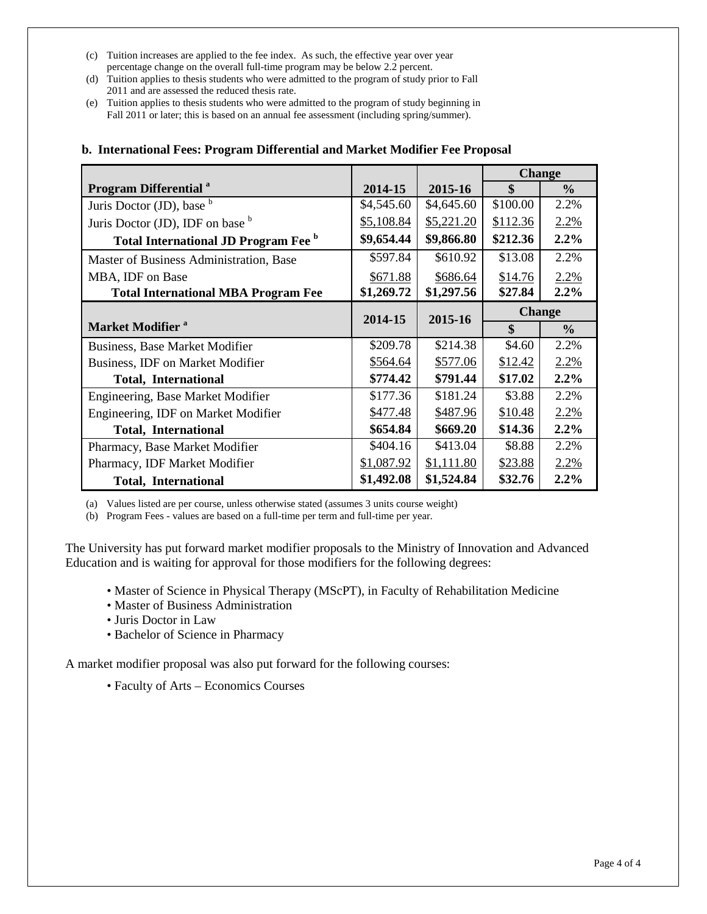(c) Tuition increases are applied to the fee index. As such, the effective year over year percentage change on the overall full-time program may be below 2.2 percent.

(d) Tuition applies to thesis students who were admitted to the program of study prior to Fall 2011 and are assessed the reduced thesis rate.

(e) Tuition applies to thesis students who were admitted to the program of study beginning in Fall 2011 or later; this is based on an annual fee assessment (including spring/summer).

**b. International Fees: Program Differential and Market Modifier Fee Proposal**

| | | | Change | |
|---|---|---|---|---|
| **Program Differential [a]** | **2014-15** | **2015-16** | **$** | **%** |
| Juris Doctor (JD), base [b] | $4,545.60 | $4,645.60 | $100.00 | 2.2% |
| Juris Doctor (JD), IDF on base [b] | $5,108.84 | $5,221.20 | $112.36 | 2.2% |
| **Total International JD Program Fee [b]** | **$9,654.44** | **$9,866.80** | **$212.36** | **2.2%** |
| Master of Business Administration, Base | $597.84 | $610.92 | $13.08 | 2.2% |
| MBA, IDF on Base | $671.88 | $686.64 | $14.76 | 2.2% |
| **Total International MBA Program Fee** | **$1,269.72** | **$1,297.56** | **$27.84** | **2.2%** |
| **Market Modifier [a]** | **2014-15** | **2015-16** | **Change $** | **Change %** |
| Business, Base Market Modifier | $209.78 | $214.38 | $4.60 | 2.2% |
| Business, IDF on Market Modifier | $564.64 | $577.06 | $12.42 | 2.2% |
| **Total, International** | **$774.42** | **$791.44** | **$17.02** | **2.2%** |
| Engineering, Base Market Modifier | $177.36 | $181.24 | $3.88 | 2.2% |
| Engineering, IDF on Market Modifier | $477.48 | $487.96 | $10.48 | 2.2% |
| **Total, International** | **$654.84** | **$669.20** | **$14.36** | **2.2%** |
| Pharmacy, Base Market Modifier | $404.16 | $413.04 | $8.88 | 2.2% |
| Pharmacy, IDF Market Modifier | $1,087.92 | $1,111.80 | $23.88 | 2.2% |
| **Total, International** | **$1,492.08** | **$1,524.84** | **$32.76** | **2.2%** |

(a) Values listed are per course, unless otherwise stated (assumes 3 units course weight)

(b) Program Fees - values are based on a full-time per term and full-time per year.

The University has put forward market modifier proposals to the Ministry of Innovation and Advanced Education and is waiting for approval for those modifiers for the following degrees:

- Master of Science in Physical Therapy (MScPT), in Faculty of Rehabilitation Medicine
- Master of Business Administration
- Juris Doctor in Law
- Bachelor of Science in Pharmacy

A market modifier proposal was also put forward for the following courses:

- Faculty of Arts – Economics Courses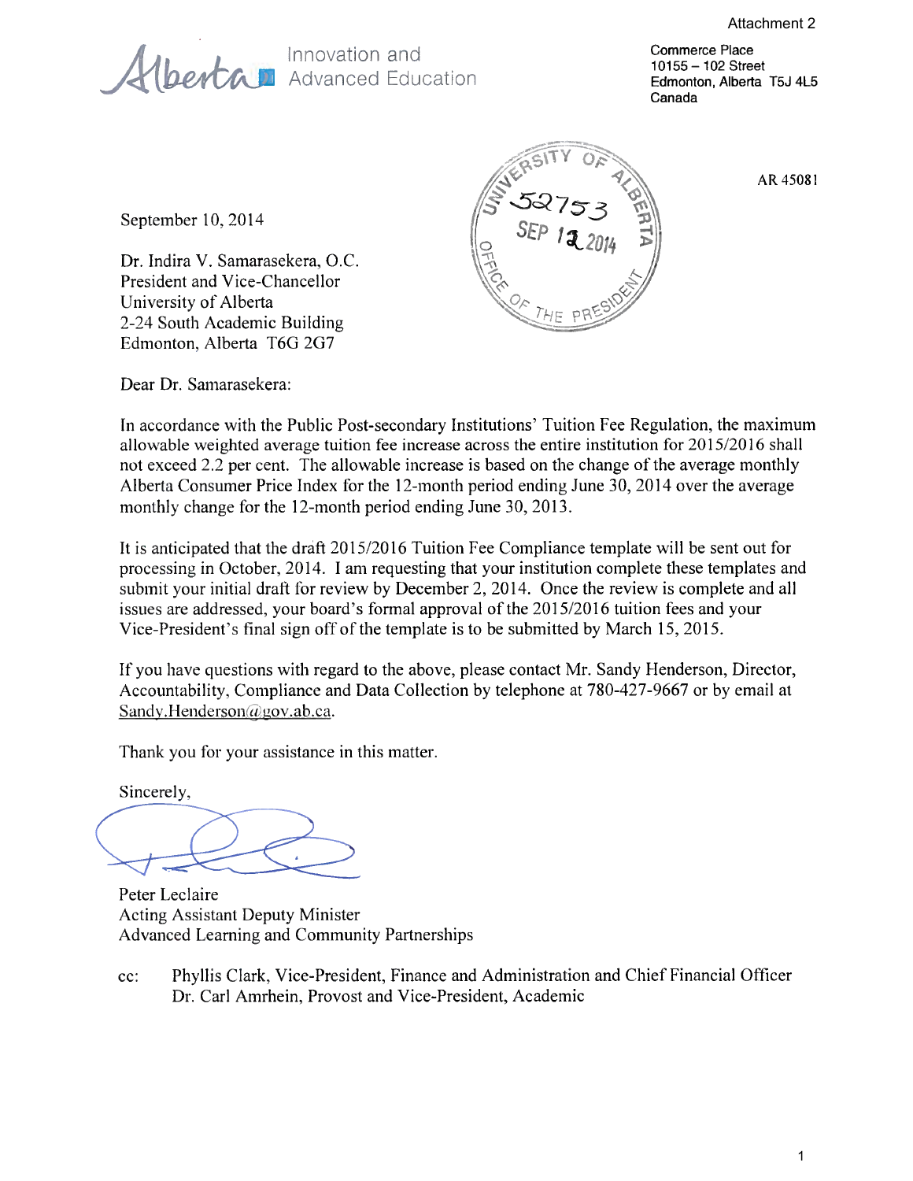Attachment 2

Alberta Innovation and Advanced Education

Commerce Place
10155 – 102 Street
Edmonton, Alberta T5J 4L5
Canada

UNIVERSITY OF ALBERTA
52753
SEP 12 2014
OFFICE OF THE PRESIDENT

AR 45081

September 10, 2014

Dr. Indira V. Samarasekera, O.C.
President and Vice-Chancellor
University of Alberta
2-24 South Academic Building
Edmonton, Alberta T6G 2G7

Dear Dr. Samarasekera:

In accordance with the Public Post-secondary Institutions' Tuition Fee Regulation, the maximum allowable weighted average tuition fee increase across the entire institution for 2015/2016 shall not exceed 2.2 per cent. The allowable increase is based on the change of the average monthly Alberta Consumer Price Index for the 12-month period ending June 30, 2014 over the average monthly change for the 12-month period ending June 30, 2013.

It is anticipated that the draft 2015/2016 Tuition Fee Compliance template will be sent out for processing in October, 2014. I am requesting that your institution complete these templates and submit your initial draft for review by December 2, 2014. Once the review is complete and all issues are addressed, your board's formal approval of the 2015/2016 tuition fees and your Vice-President's final sign off of the template is to be submitted by March 15, 2015.

If you have questions with regard to the above, please contact Mr. Sandy Henderson, Director, Accountability, Compliance and Data Collection by telephone at 780-427-9667 or by email at Sandy.Henderson@gov.ab.ca.

Thank you for your assistance in this matter.

Sincerely,

Peter Leclaire
Acting Assistant Deputy Minister
Advanced Learning and Community Partnerships

cc: Phyllis Clark, Vice-President, Finance and Administration and Chief Financial Officer
Dr. Carl Amrhein, Provost and Vice-President, Academic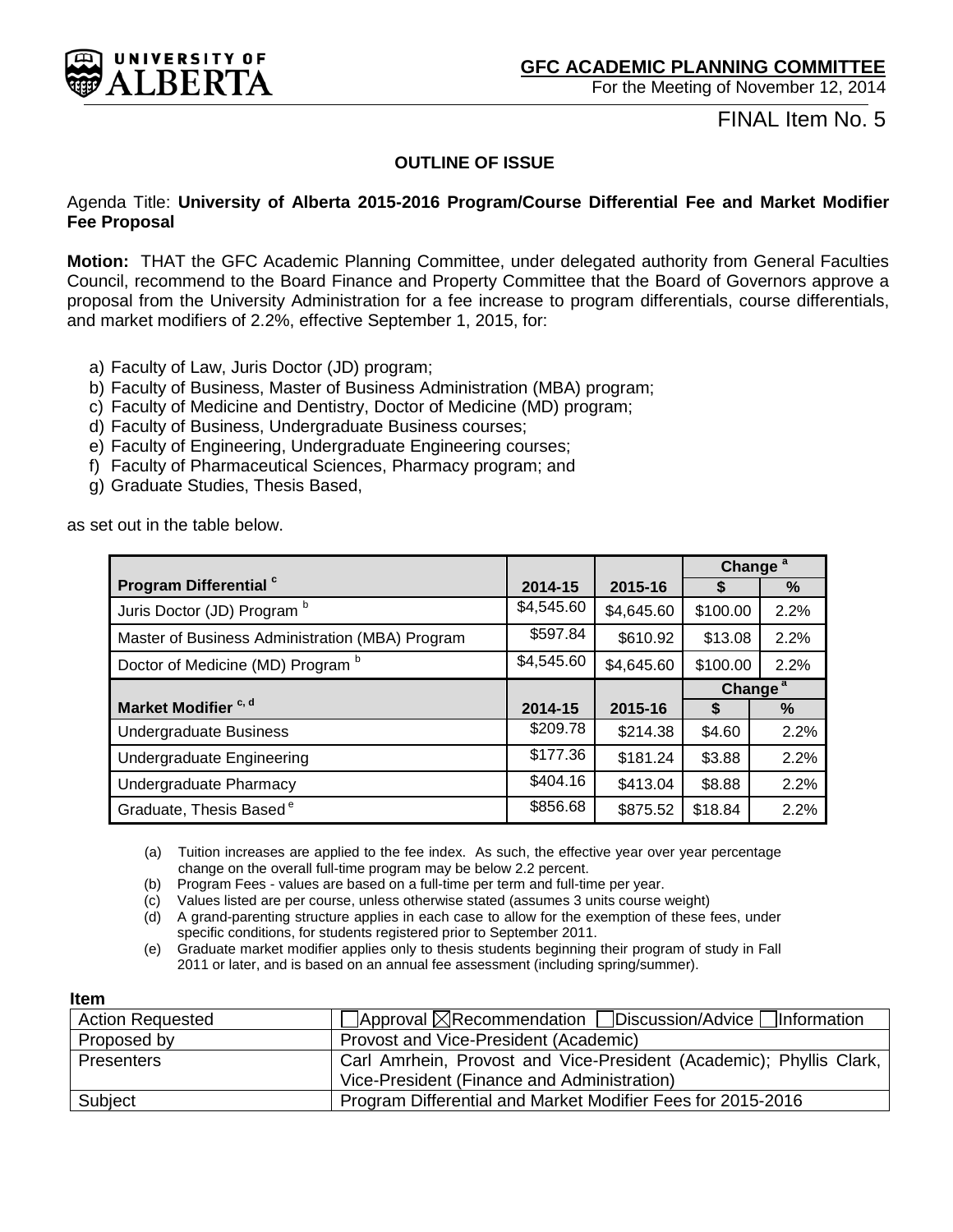**GFC ACADEMIC PLANNING COMMITTEE**
For the Meeting of November 12, 2014

FINAL Item No. 5

## OUTLINE OF ISSUE

Agenda Title: **University of Alberta 2015-2016 Program/Course Differential Fee and Market Modifier Fee Proposal**

**Motion:** THAT the GFC Academic Planning Committee, under delegated authority from General Faculties Council, recommend to the Board Finance and Property Committee that the Board of Governors approve a proposal from the University Administration for a fee increase to program differentials, course differentials, and market modifiers of 2.2%, effective September 1, 2015, for:

a) Faculty of Law, Juris Doctor (JD) program;
b) Faculty of Business, Master of Business Administration (MBA) program;
c) Faculty of Medicine and Dentistry, Doctor of Medicine (MD) program;
d) Faculty of Business, Undergraduate Business courses;
e) Faculty of Engineering, Undergraduate Engineering courses;
f) Faculty of Pharmaceutical Sciences, Pharmacy program; and
g) Graduate Studies, Thesis Based,

as set out in the table below.

| | | | Change [a] | |
|---|---|---|---|---|
| **Program Differential [c]** | **2014-15** | **2015-16** | **$** | **%** |
| Juris Doctor (JD) Program [b] | $4,545.60 | $4,645.60 | $100.00 | 2.2% |
| Master of Business Administration (MBA) Program | $597.84 | $610.92 | $13.08 | 2.2% |
| Doctor of Medicine (MD) Program [b] | $4,545.60 | $4,645.60 | $100.00 | 2.2% |
| | | | **Change [a]** | |
| **Market Modifier [c, d]** | **2014-15** | **2015-16** | **$** | **%** |
| Undergraduate Business | $209.78 | $214.38 | $4.60 | 2.2% |
| Undergraduate Engineering | $177.36 | $181.24 | $3.88 | 2.2% |
| Undergraduate Pharmacy | $404.16 | $413.04 | $8.88 | 2.2% |
| Graduate, Thesis Based [e] | $856.68 | $875.52 | $18.84 | 2.2% |

(a) Tuition increases are applied to the fee index. As such, the effective year over year percentage change on the overall full-time program may be below 2.2 percent.
(b) Program Fees - values are based on a full-time per term and full-time per year.
(c) Values listed are per course, unless otherwise stated (assumes 3 units course weight)
(d) A grand-parenting structure applies in each case to allow for the exemption of these fees, under specific conditions, for students registered prior to September 2011.
(e) Graduate market modifier applies only to thesis students beginning their program of study in Fall 2011 or later, and is based on an annual fee assessment (including spring/summer).

**Item**

| | |
|---|---|
| Action Requested | ☐Approval ☒Recommendation ☐Discussion/Advice ☐Information |
| Proposed by | Provost and Vice-President (Academic) |
| Presenters | Carl Amrhein, Provost and Vice-President (Academic); Phyllis Clark, Vice-President (Finance and Administration) |
| Subject | Program Differential and Market Modifier Fees for 2015-2016 |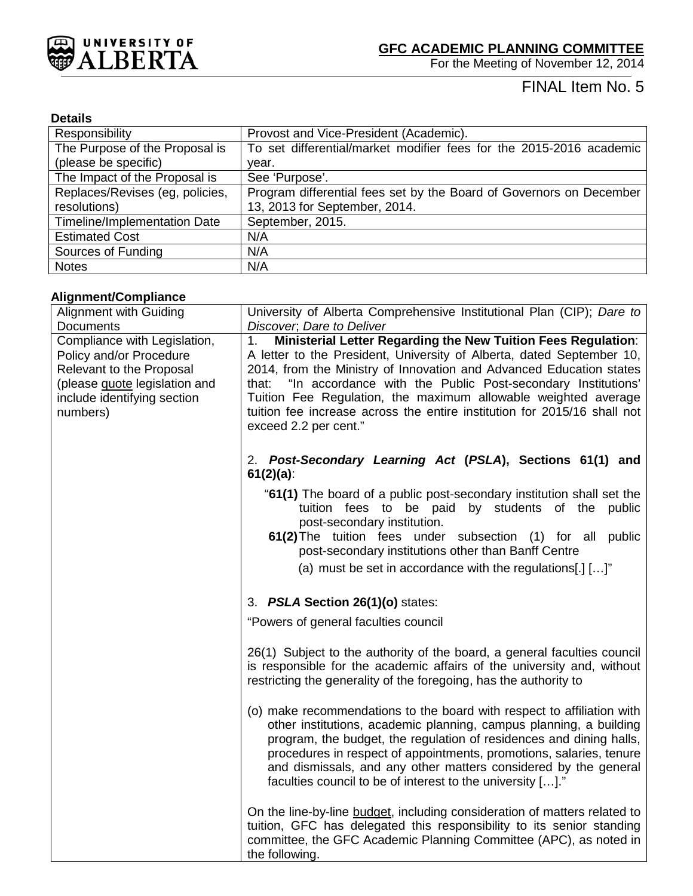**GFC ACADEMIC PLANNING COMMITTEE**
For the Meeting of November 12, 2014

FINAL Item No. 5

**Details**

| Responsibility | Provost and Vice-President (Academic). |
|---|---|
| The Purpose of the Proposal is (please be specific) | To set differential/market modifier fees for the 2015-2016 academic year. |
| The Impact of the Proposal is | See 'Purpose'. |
| Replaces/Revises (eg, policies, resolutions) | Program differential fees set by the Board of Governors on December 13, 2013 for September, 2014. |
| Timeline/Implementation Date | September, 2015. |
| Estimated Cost | N/A |
| Sources of Funding | N/A |
| Notes | N/A |

**Alignment/Compliance**

| Alignment with Guiding Documents | University of Alberta Comprehensive Institutional Plan (CIP); *Dare to Discover*; *Dare to Deliver* |
|---|---|
| Compliance with Legislation, Policy and/or Procedure Relevant to the Proposal (please quote legislation and include identifying section numbers) | 1. **Ministerial Letter Regarding the New Tuition Fees Regulation**: A letter to the President, University of Alberta, dated September 10, 2014, from the Ministry of Innovation and Advanced Education states that: "In accordance with the Public Post-secondary Institutions' Tuition Fee Regulation, the maximum allowable weighted average tuition fee increase across the entire institution for 2015/16 shall not exceed 2.2 per cent."<br><br>2. ***Post-Secondary Learning Act* (*PSLA*), Sections 61(1) and 61(2)(a)**:<br><br>"**61(1)** The board of a public post-secondary institution shall set the tuition fees to be paid by students of the public post-secondary institution.<br>**61(2)** The tuition fees under subsection (1) for all public post-secondary institutions other than Banff Centre<br>(a) must be set in accordance with the regulations[.] […]"<br><br>3. ***PSLA* Section 26(1)(o)** states:<br><br>"Powers of general faculties council<br><br>26(1) Subject to the authority of the board, a general faculties council is responsible for the academic affairs of the university and, without restricting the generality of the foregoing, has the authority to<br><br>(o) make recommendations to the board with respect to affiliation with other institutions, academic planning, campus planning, a building program, the budget, the regulation of residences and dining halls, procedures in respect of appointments, promotions, salaries, tenure and dismissals, and any other matters considered by the general faculties council to be of interest to the university […]."<br><br>On the line-by-line budget, including consideration of matters related to tuition, GFC has delegated this responsibility to its senior standing committee, the GFC Academic Planning Committee (APC), as noted in the following. |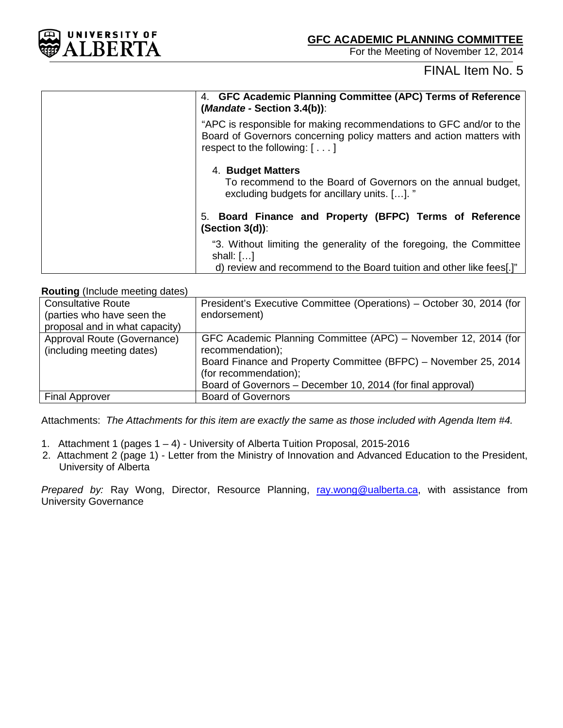**GFC ACADEMIC PLANNING COMMITTEE**
For the Meeting of November 12, 2014

FINAL Item No. 5

| | |
|---|---|
| | 4. **GFC Academic Planning Committee (APC) Terms of Reference (*Mandate* - Section 3.4(b))**: <br><br> "APC is responsible for making recommendations to GFC and/or to the Board of Governors concerning policy matters and action matters with respect to the following: [ . . . ] <br><br> 4. **Budget Matters** <br> To recommend to the Board of Governors on the annual budget, excluding budgets for ancillary units. […]. " <br><br> 5. **Board Finance and Property (BFPC) Terms of Reference (Section 3(d))**: <br><br> "3. Without limiting the generality of the foregoing, the Committee shall: […] <br> d) review and recommend to the Board tuition and other like fees[.]" |

**Routing** (Include meeting dates)

| | |
|---|---|
| Consultative Route (parties who have seen the proposal and in what capacity) | President's Executive Committee (Operations) – October 30, 2014 (for endorsement) |
| Approval Route (Governance) (including meeting dates) | GFC Academic Planning Committee (APC) – November 12, 2014 (for recommendation); <br> Board Finance and Property Committee (BFPC) – November 25, 2014 (for recommendation); <br> Board of Governors – December 10, 2014 (for final approval) |
| Final Approver | Board of Governors |

Attachments: *The Attachments for this item are exactly the same as those included with Agenda Item #4.*

1. Attachment 1 (pages 1 – 4) - University of Alberta Tuition Proposal, 2015-2016
2. Attachment 2 (page 1) - Letter from the Ministry of Innovation and Advanced Education to the President, University of Alberta

*Prepared by:* Ray Wong, Director, Resource Planning, ray.wong@ualberta.ca, with assistance from University Governance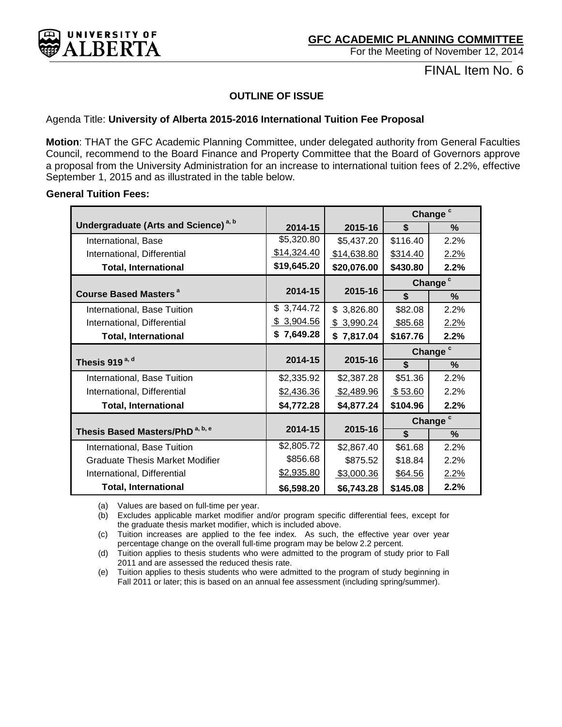**GFC ACADEMIC PLANNING COMMITTEE**

For the Meeting of November 12, 2014

FINAL Item No. 6

**OUTLINE OF ISSUE**

Agenda Title: **University of Alberta 2015-2016 International Tuition Fee Proposal**

**Motion**: THAT the GFC Academic Planning Committee, under delegated authority from General Faculties Council, recommend to the Board Finance and Property Committee that the Board of Governors approve a proposal from the University Administration for an increase to international tuition fees of 2.2%, effective September 1, 2015 and as illustrated in the table below.

**General Tuition Fees:**

| | | | Change [c] | |
|---|---|---|---|---|
| **Undergraduate (Arts and Science) [a, b]** | **2014-15** | **2015-16** | **$** | **%** |
| International, Base | $5,320.80 | $5,437.20 | $116.40 | 2.2% |
| International, Differential | $14,324.40 | $14,638.80 | $314.40 | 2.2% |
| **Total, International** | **$19,645.20** | **$20,076.00** | **$430.80** | **2.2%** |
| | | | **Change [c]** | |
| **Course Based Masters [a]** | **2014-15** | **2015-16** | **$** | **%** |
| International, Base Tuition | $ 3,744.72 | $ 3,826.80 | $82.08 | 2.2% |
| International, Differential | $ 3,904.56 | $ 3,990.24 | $85.68 | 2.2% |
| **Total, International** | **$ 7,649.28** | **$ 7,817.04** | **$167.76** | **2.2%** |
| | | | **Change [c]** | |
| **Thesis 919 [a, d]** | **2014-15** | **2015-16** | **$** | **%** |
| International, Base Tuition | $2,335.92 | $2,387.28 | $51.36 | 2.2% |
| International, Differential | $2,436.36 | $2,489.96 | $ 53.60 | 2.2% |
| **Total, International** | **$4,772.28** | **$4,877.24** | **$104.96** | **2.2%** |
| | | | **Change [c]** | |
| **Thesis Based Masters/PhD [a, b, e]** | **2014-15** | **2015-16** | **$** | **%** |
| International, Base Tuition | $2,805.72 | $2,867.40 | $61.68 | 2.2% |
| Graduate Thesis Market Modifier | $856.68 | $875.52 | $18.84 | 2.2% |
| International, Differential | $2,935.80 | $3,000.36 | $64.56 | 2.2% |
| **Total, International** | **$6,598.20** | **$6,743.28** | **$145.08** | **2.2%** |

(a) Values are based on full-time per year.

(b) Excludes applicable market modifier and/or program specific differential fees, except for the graduate thesis market modifier, which is included above.

(c) Tuition increases are applied to the fee index. As such, the effective year over year percentage change on the overall full-time program may be below 2.2 percent.

(d) Tuition applies to thesis students who were admitted to the program of study prior to Fall 2011 and are assessed the reduced thesis rate.

(e) Tuition applies to thesis students who were admitted to the program of study beginning in Fall 2011 or later; this is based on an annual fee assessment (including spring/summer).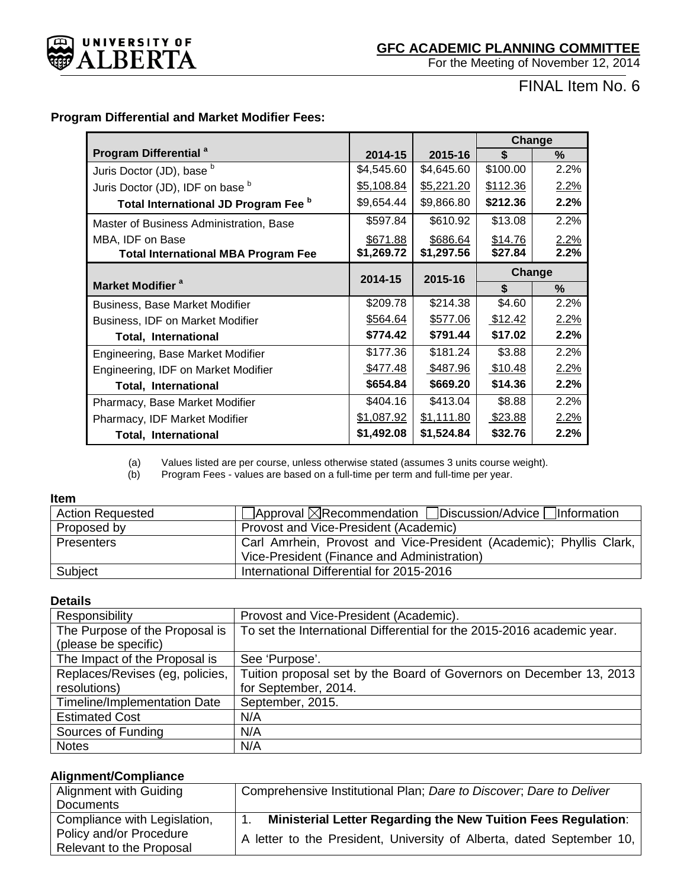**GFC ACADEMIC PLANNING COMMITTEE**
For the Meeting of November 12, 2014

FINAL Item No. 6

**Program Differential and Market Modifier Fees:**

| Program Differential [a] | 2014-15 | 2015-16 | Change $ | Change % |
|---|---|---|---|---|
| Juris Doctor (JD), base [b] | $4,545.60 | $4,645.60 | $100.00 | 2.2% |
| Juris Doctor (JD), IDF on base [b] | $5,108.84 | $5,221.20 | $112.36 | 2.2% |
| **Total International JD Program Fee [b]** | $9,654.44 | $9,866.80 | **$212.36** | **2.2%** |
| Master of Business Administration, Base | $597.84 | $610.92 | $13.08 | 2.2% |
| MBA, IDF on Base | $671.88 | $686.64 | $14.76 | 2.2% |
| **Total International MBA Program Fee** | **$1,269.72** | **$1,297.56** | **$27.84** | **2.2%** |
| **Market Modifier [a]** | **2014-15** | **2015-16** | **Change $** | **Change %** |
| Business, Base Market Modifier | $209.78 | $214.38 | $4.60 | 2.2% |
| Business, IDF on Market Modifier | $564.64 | $577.06 | $12.42 | 2.2% |
| **Total, International** | **$774.42** | **$791.44** | **$17.02** | **2.2%** |
| Engineering, Base Market Modifier | $177.36 | $181.24 | $3.88 | 2.2% |
| Engineering, IDF on Market Modifier | $477.48 | $487.96 | $10.48 | 2.2% |
| **Total, International** | **$654.84** | **$669.20** | **$14.36** | **2.2%** |
| Pharmacy, Base Market Modifier | $404.16 | $413.04 | $8.88 | 2.2% |
| Pharmacy, IDF Market Modifier | $1,087.92 | $1,111.80 | $23.88 | 2.2% |
| **Total, International** | **$1,492.08** | **$1,524.84** | **$32.76** | **2.2%** |

(a) Values listed are per course, unless otherwise stated (assumes 3 units course weight).
(b) Program Fees - values are based on a full-time per term and full-time per year.

**Item**

| | |
|---|---|
| Action Requested | ☐Approval ☒Recommendation ☐Discussion/Advice ☐Information |
| Proposed by | Provost and Vice-President (Academic) |
| Presenters | Carl Amrhein, Provost and Vice-President (Academic); Phyllis Clark, Vice-President (Finance and Administration) |
| Subject | International Differential for 2015-2016 |

**Details**

| | |
|---|---|
| Responsibility | Provost and Vice-President (Academic). |
| The Purpose of the Proposal is (please be specific) | To set the International Differential for the 2015-2016 academic year. |
| The Impact of the Proposal is | See 'Purpose'. |
| Replaces/Revises (eg, policies, resolutions) | Tuition proposal set by the Board of Governors on December 13, 2013 for September, 2014. |
| Timeline/Implementation Date | September, 2015. |
| Estimated Cost | N/A |
| Sources of Funding | N/A |
| Notes | N/A |

**Alignment/Compliance**

| | |
|---|---|
| Alignment with Guiding Documents | Comprehensive Institutional Plan; *Dare to Discover*; *Dare to Deliver* |
| Compliance with Legislation, Policy and/or Procedure Relevant to the Proposal | 1. **Ministerial Letter Regarding the New Tuition Fees Regulation**: A letter to the President, University of Alberta, dated September 10, |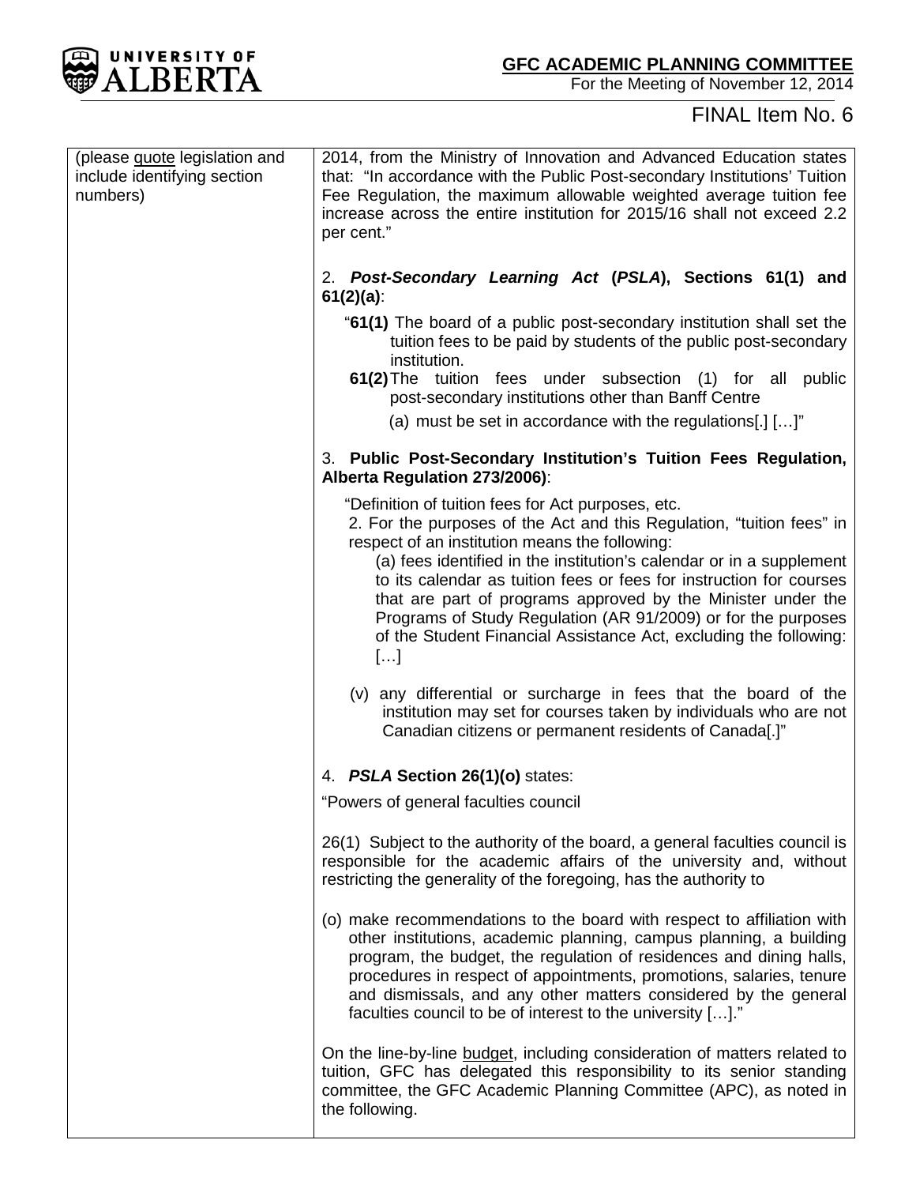FINAL Item No. 6

| (please quote legislation and include identifying section numbers) | 2014, from the Ministry of Innovation and Advanced Education states that: "In accordance with the Public Post-secondary Institutions' Tuition Fee Regulation, the maximum allowable weighted average tuition fee increase across the entire institution for 2015/16 shall not exceed 2.2 per cent."<br><br>2. ***Post-Secondary Learning Act* (*PSLA*), Sections 61(1) and 61(2)(a)**:<br><br>"**61(1)** The board of a public post-secondary institution shall set the tuition fees to be paid by students of the public post-secondary institution.<br>**61(2)** The tuition fees under subsection (1) for all public post-secondary institutions other than Banff Centre<br>(a) must be set in accordance with the regulations[.] […]"<br><br>3. **Public Post-Secondary Institution's Tuition Fees Regulation, Alberta Regulation 273/2006)**:<br><br>"Definition of tuition fees for Act purposes, etc.<br>2. For the purposes of the Act and this Regulation, "tuition fees" in respect of an institution means the following:<br>(a) fees identified in the institution's calendar or in a supplement to its calendar as tuition fees or fees for instruction for courses that are part of programs approved by the Minister under the Programs of Study Regulation (AR 91/2009) or for the purposes of the Student Financial Assistance Act, excluding the following:<br>[…]<br><br>(v) any differential or surcharge in fees that the board of the institution may set for courses taken by individuals who are not Canadian citizens or permanent residents of Canada[.]"<br><br>4. ***PSLA* Section 26(1)(o)** states:<br><br>"Powers of general faculties council<br><br>26(1) Subject to the authority of the board, a general faculties council is responsible for the academic affairs of the university and, without restricting the generality of the foregoing, has the authority to<br><br>(o) make recommendations to the board with respect to affiliation with other institutions, academic planning, campus planning, a building program, the budget, the regulation of residences and dining halls, procedures in respect of appointments, promotions, salaries, tenure and dismissals, and any other matters considered by the general faculties council to be of interest to the university […]."<br><br>On the line-by-line budget, including consideration of matters related to tuition, GFC has delegated this responsibility to its senior standing committee, the GFC Academic Planning Committee (APC), as noted in the following. |
|---|---|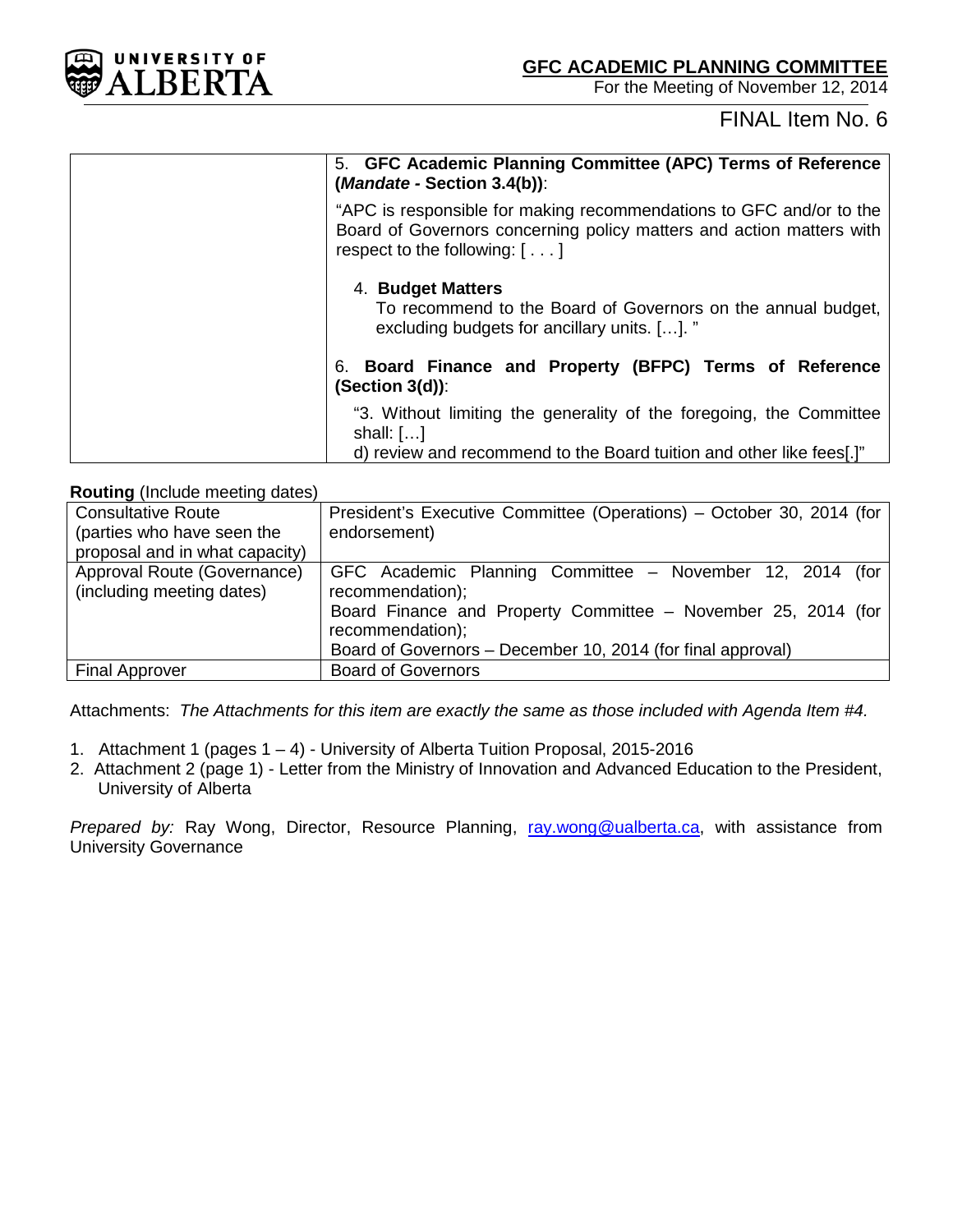## GFC ACADEMIC PLANNING COMMITTEE

For the Meeting of November 12, 2014

FINAL Item No. 6

| | |
|---|---|
| | 5. **GFC Academic Planning Committee (APC) Terms of Reference (*Mandate* - Section 3.4(b))**:<br><br>"APC is responsible for making recommendations to GFC and/or to the Board of Governors concerning policy matters and action matters with respect to the following: [ . . . ]<br><br>4. **Budget Matters**<br>To recommend to the Board of Governors on the annual budget, excluding budgets for ancillary units. […]. "<br><br>6. **Board Finance and Property (BFPC) Terms of Reference (Section 3(d))**:<br><br>"3. Without limiting the generality of the foregoing, the Committee shall: […]<br>d) review and recommend to the Board tuition and other like fees[.]" |

**Routing** (Include meeting dates)

| | |
|---|---|
| Consultative Route (parties who have seen the proposal and in what capacity) | President's Executive Committee (Operations) – October 30, 2014 (for endorsement) |
| Approval Route (Governance) (including meeting dates) | GFC Academic Planning Committee – November 12, 2014 (for recommendation);<br>Board Finance and Property Committee – November 25, 2014 (for recommendation);<br>Board of Governors – December 10, 2014 (for final approval) |
| Final Approver | Board of Governors |

Attachments: *The Attachments for this item are exactly the same as those included with Agenda Item #4.*

1. Attachment 1 (pages 1 – 4) - University of Alberta Tuition Proposal, 2015-2016
2. Attachment 2 (page 1) - Letter from the Ministry of Innovation and Advanced Education to the President, University of Alberta

*Prepared by:* Ray Wong, Director, Resource Planning, ray.wong@ualberta.ca, with assistance from University Governance